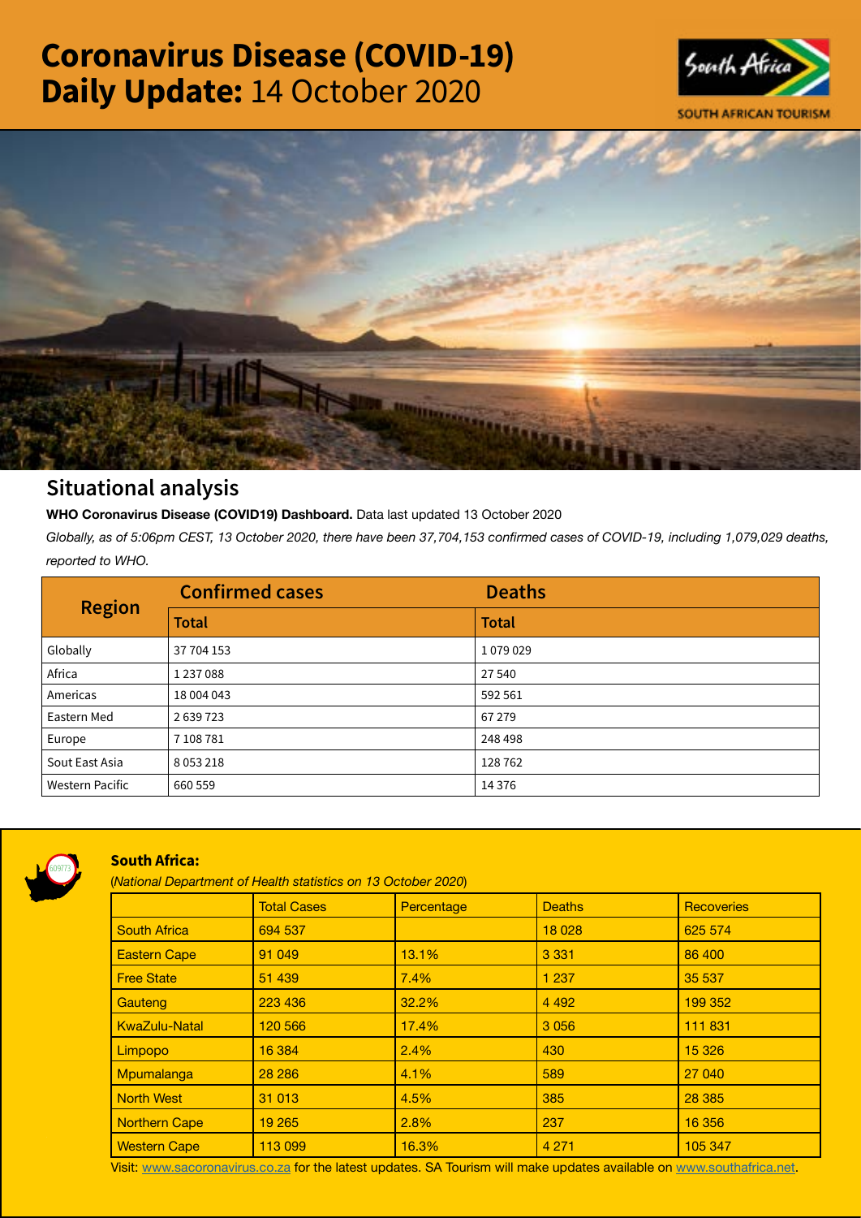# Coronavirus Disease (COVID-19) Daily Update: 14 October 2020

SOUTH AFRICAN TOURISM

## Situational analysis

**WHO Coronavirus Disease (COVID19) Dashboard.** Data last updated 13 October 2020

*Globally, as of 5:06pm CEST, 13 October 2020, there have been 37,704,153 confirmed cases of COVID-19, including 1,079,029 deaths, reported to WHO.*

| Region | Confirmed cases | Deaths |
|---|---|---|
| | Total | Total |
| Globally | 37 704 153 | 1 079 029 |
| Africa | 1 237 088 | 27 540 |
| Americas | 18 004 043 | 592 561 |
| Eastern Med | 2 639 723 | 67 279 |
| Europe | 7 108 781 | 248 498 |
| Sout East Asia | 8 053 218 | 128 762 |
| Western Pacific | 660 559 | 14 376 |

### South Africa:

(*National Department of Health statistics on 13 October 2020*)

| | Total Cases | Percentage | Deaths | Recoveries |
|---|---|---|---|---|
| South Africa | 694 537 | | 18 028 | 625 574 |
| Eastern Cape | 91 049 | 13.1% | 3 331 | 86 400 |
| Free State | 51 439 | 7.4% | 1 237 | 35 537 |
| Gauteng | 223 436 | 32.2% | 4 492 | 199 352 |
| KwaZulu-Natal | 120 566 | 17.4% | 3 056 | 111 831 |
| Limpopo | 16 384 | 2.4% | 430 | 15 326 |
| Mpumalanga | 28 286 | 4.1% | 589 | 27 040 |
| North West | 31 013 | 4.5% | 385 | 28 385 |
| Northern Cape | 19 265 | 2.8% | 237 | 16 356 |
| Western Cape | 113 099 | 16.3% | 4 271 | 105 347 |

Visit: www.sacoronavirus.co.za for the latest updates. SA Tourism will make updates available on www.southafrica.net.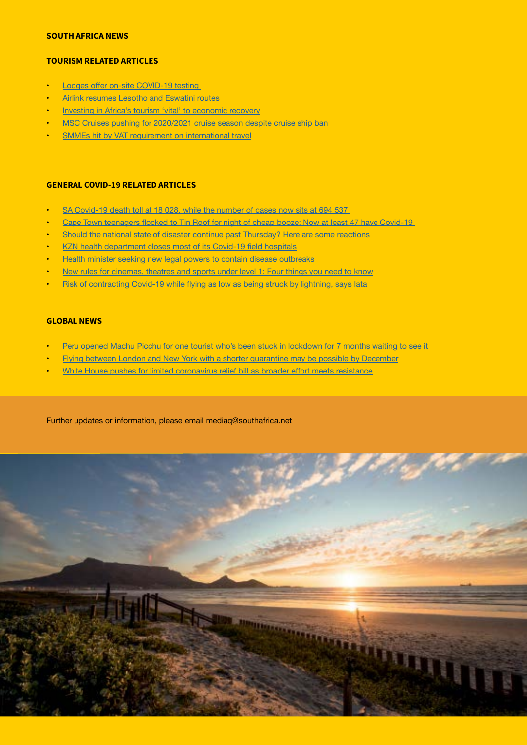**SOUTH AFRICA NEWS**

**TOURISM RELATED ARTICLES**

- Lodges offer on-site COVID-19 testing
- Airlink resumes Lesotho and Eswatini routes
- Investing in Africa's tourism 'vital' to economic recovery
- MSC Cruises pushing for 2020/2021 cruise season despite cruise ship ban
- SMMEs hit by VAT requirement on international travel

**GENERAL COVID-19 RELATED ARTICLES**

- SA Covid-19 death toll at 18 028, while the number of cases now sits at 694 537
- Cape Town teenagers flocked to Tin Roof for night of cheap booze: Now at least 47 have Covid-19
- Should the national state of disaster continue past Thursday? Here are some reactions
- KZN health department closes most of its Covid-19 field hospitals
- Health minister seeking new legal powers to contain disease outbreaks
- New rules for cinemas, theatres and sports under level 1: Four things you need to know
- Risk of contracting Covid-19 while flying as low as being struck by lightning, says Iata

**GLOBAL NEWS**

- Peru opened Machu Picchu for one tourist who's been stuck in lockdown for 7 months waiting to see it
- Flying between London and New York with a shorter quarantine may be possible by December
- White House pushes for limited coronavirus relief bill as broader effort meets resistance

Further updates or information, please email mediaq@southafrica.net